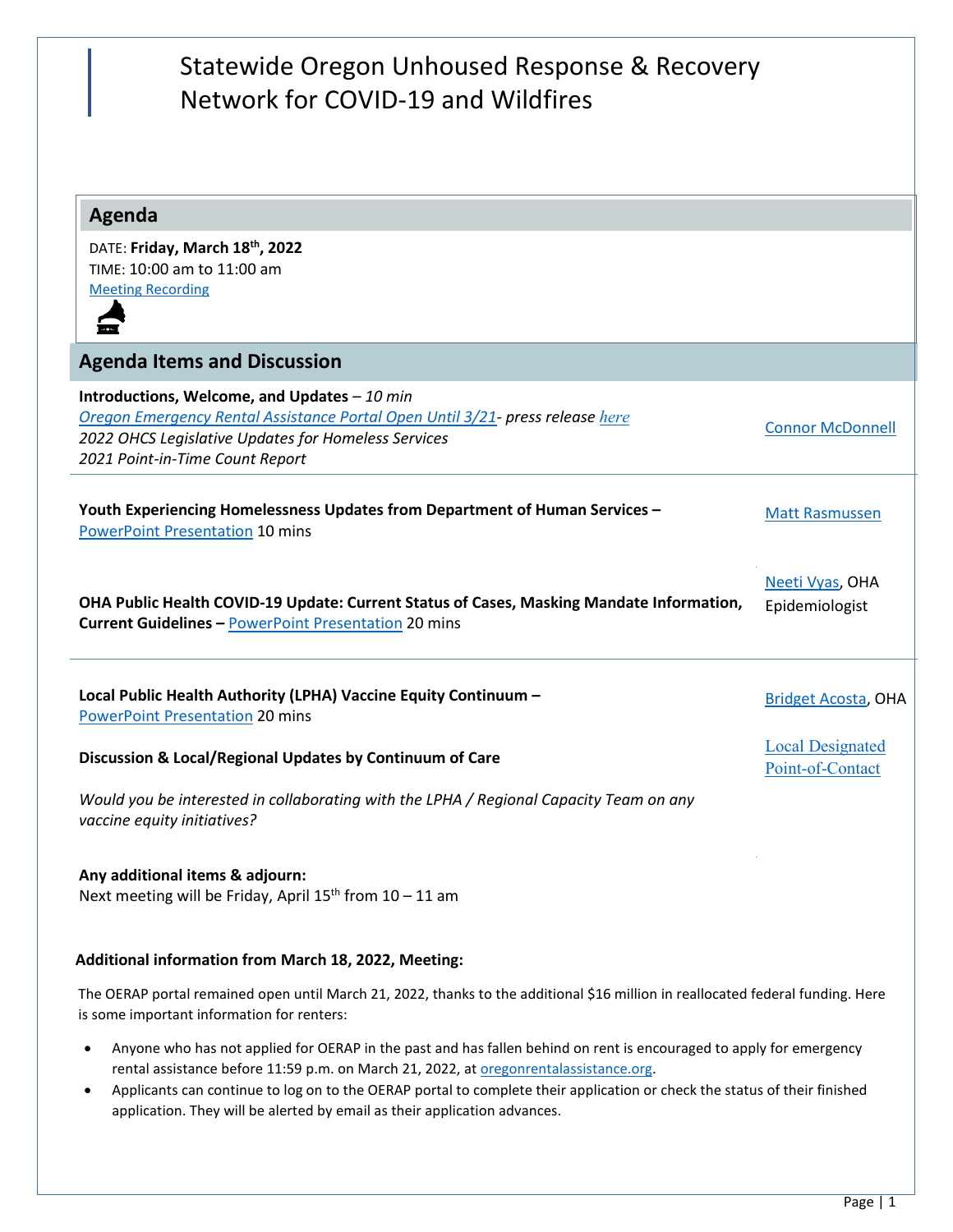# Statewide Oregon Unhoused Response & Recovery Network for COVID-19 and Wildfires

## Agenda

DATE: **Friday, March 18th, 2022**
TIME: 10:00 am to 11:00 am
Meeting Recording

## Agenda Items and Discussion

| Item | Presenter |
|---|---|
| **Introductions, Welcome, and Updates** – *10 min*<br>*Oregon Emergency Rental Assistance Portal Open Until 3/21- press release here*<br>*2022 OHCS Legislative Updates for Homeless Services*<br>*2021 Point-in-Time Count Report* | Connor McDonnell |
| **Youth Experiencing Homelessness Updates from Department of Human Services –** PowerPoint Presentation 10 mins | Matt Rasmussen |
| **OHA Public Health COVID-19 Update: Current Status of Cases, Masking Mandate Information, Current Guidelines –** PowerPoint Presentation 20 mins | Neeti Vyas, OHA Epidemiologist |
| **Local Public Health Authority (LPHA) Vaccine Equity Continuum –** PowerPoint Presentation 20 mins | Bridget Acosta, OHA |
| **Discussion & Local/Regional Updates by Continuum of Care**<br>*Would you be interested in collaborating with the LPHA / Regional Capacity Team on any vaccine equity initiatives?* | Local Designated Point-of-Contact |
| **Any additional items & adjourn:**<br>Next meeting will be Friday, April 15th from 10 – 11 am | |

**Additional information from March 18, 2022, Meeting:**

The OERAP portal remained open until March 21, 2022, thanks to the additional $16 million in reallocated federal funding. Here is some important information for renters:

- Anyone who has not applied for OERAP in the past and has fallen behind on rent is encouraged to apply for emergency rental assistance before 11:59 p.m. on March 21, 2022, at oregonrentalassistance.org.
- Applicants can continue to log on to the OERAP portal to complete their application or check the status of their finished application. They will be alerted by email as their application advances.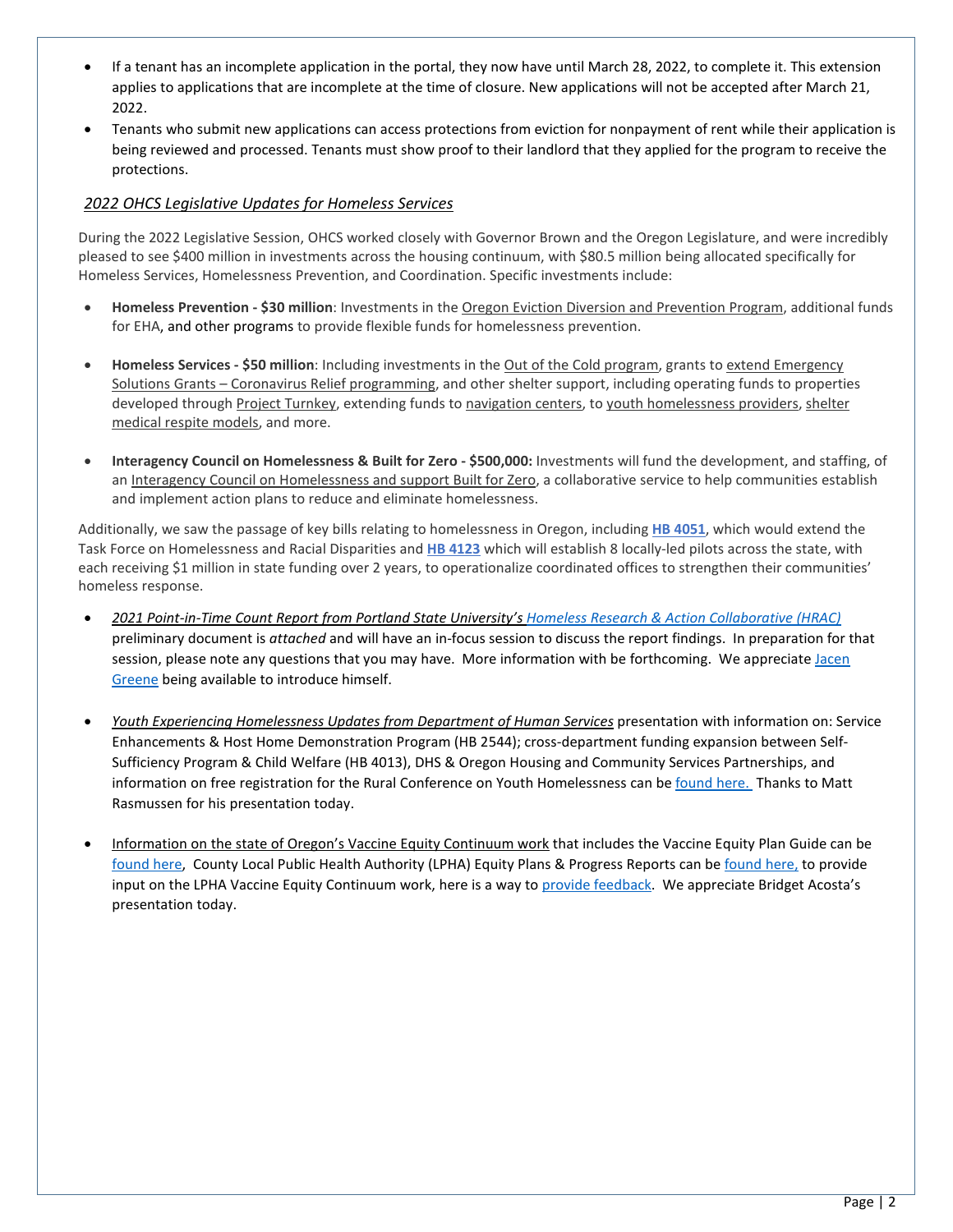- If a tenant has an incomplete application in the portal, they now have until March 28, 2022, to complete it. This extension applies to applications that are incomplete at the time of closure. New applications will not be accepted after March 21, 2022.
- Tenants who submit new applications can access protections from eviction for nonpayment of rent while their application is being reviewed and processed. Tenants must show proof to their landlord that they applied for the program to receive the protections.

### *2022 OHCS Legislative Updates for Homeless Services*

During the 2022 Legislative Session, OHCS worked closely with Governor Brown and the Oregon Legislature, and were incredibly pleased to see $400 million in investments across the housing continuum, with $80.5 million being allocated specifically for Homeless Services, Homelessness Prevention, and Coordination. Specific investments include:

- **Homeless Prevention - $30 million**: Investments in the Oregon Eviction Diversion and Prevention Program, additional funds for EHA, and other programs to provide flexible funds for homelessness prevention.

- **Homeless Services - $50 million**: Including investments in the Out of the Cold program, grants to extend Emergency Solutions Grants – Coronavirus Relief programming, and other shelter support, including operating funds to properties developed through Project Turnkey, extending funds to navigation centers, to youth homelessness providers, shelter medical respite models, and more.

- **Interagency Council on Homelessness & Built for Zero - $500,000:** Investments will fund the development, and staffing, of an Interagency Council on Homelessness and support Built for Zero, a collaborative service to help communities establish and implement action plans to reduce and eliminate homelessness.

Additionally, we saw the passage of key bills relating to homelessness in Oregon, including **HB 4051**, which would extend the Task Force on Homelessness and Racial Disparities and **HB 4123** which will establish 8 locally-led pilots across the state, with each receiving $1 million in state funding over 2 years, to operationalize coordinated offices to strengthen their communities' homeless response.

- *2021 Point-in-Time Count Report from Portland State University's Homeless Research & Action Collaborative (HRAC)* preliminary document is *attached* and will have an in-focus session to discuss the report findings. In preparation for that session, please note any questions that you may have. More information with be forthcoming. We appreciate Jacen Greene being available to introduce himself.

- *Youth Experiencing Homelessness Updates from Department of Human Services* presentation with information on: Service Enhancements & Host Home Demonstration Program (HB 2544); cross-department funding expansion between Self-Sufficiency Program & Child Welfare (HB 4013), DHS & Oregon Housing and Community Services Partnerships, and information on free registration for the Rural Conference on Youth Homelessness can be found here. Thanks to Matt Rasmussen for his presentation today.

- Information on the state of Oregon's Vaccine Equity Continuum work that includes the Vaccine Equity Plan Guide can be found here, County Local Public Health Authority (LPHA) Equity Plans & Progress Reports can be found here, to provide input on the LPHA Vaccine Equity Continuum work, here is a way to provide feedback. We appreciate Bridget Acosta's presentation today.